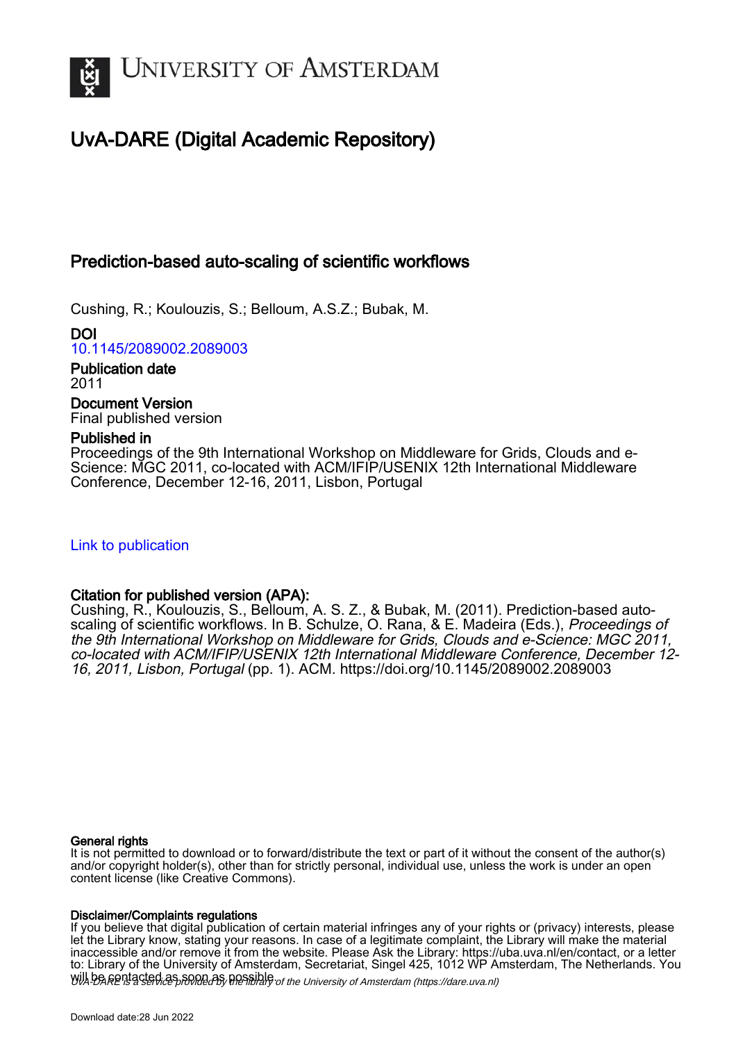UNIVERSITY OF AMSTERDAM

# UvA-DARE (Digital Academic Repository)

## Prediction-based auto-scaling of scientific workflows

Cushing, R.; Koulouzis, S.; Belloum, A.S.Z.; Bubak, M.

**DOI**
10.1145/2089002.2089003

**Publication date**
2011

**Document Version**
Final published version

**Published in**
Proceedings of the 9th International Workshop on Middleware for Grids, Clouds and e-Science: MGC 2011, co-located with ACM/IFIP/USENIX 12th International Middleware Conference, December 12-16, 2011, Lisbon, Portugal

Link to publication

**Citation for published version (APA):**
Cushing, R., Koulouzis, S., Belloum, A. S. Z., & Bubak, M. (2011). Prediction-based auto-scaling of scientific workflows. In B. Schulze, O. Rana, & E. Madeira (Eds.), *Proceedings of the 9th International Workshop on Middleware for Grids, Clouds and e-Science: MGC 2011, co-located with ACM/IFIP/USENIX 12th International Middleware Conference, December 12-16, 2011, Lisbon, Portugal* (pp. 1). ACM. https://doi.org/10.1145/2089002.2089003

**General rights**
It is not permitted to download or to forward/distribute the text or part of it without the consent of the author(s) and/or copyright holder(s), other than for strictly personal, individual use, unless the work is under an open content license (like Creative Commons).

**Disclaimer/Complaints regulations**
If you believe that digital publication of certain material infringes any of your rights or (privacy) interests, please let the Library know, stating your reasons. In case of a legitimate complaint, the Library will make the material inaccessible and/or remove it from the website. Please Ask the Library: https://uba.uva.nl/en/contact, or a letter to: Library of the University of Amsterdam, Secretariat, Singel 425, 1012 WP Amsterdam, The Netherlands. You will be contacted as soon as possible.

*UvA-DARE is a service provided by the library of the University of Amsterdam (https://dare.uva.nl)*

Download date:28 Jun 2022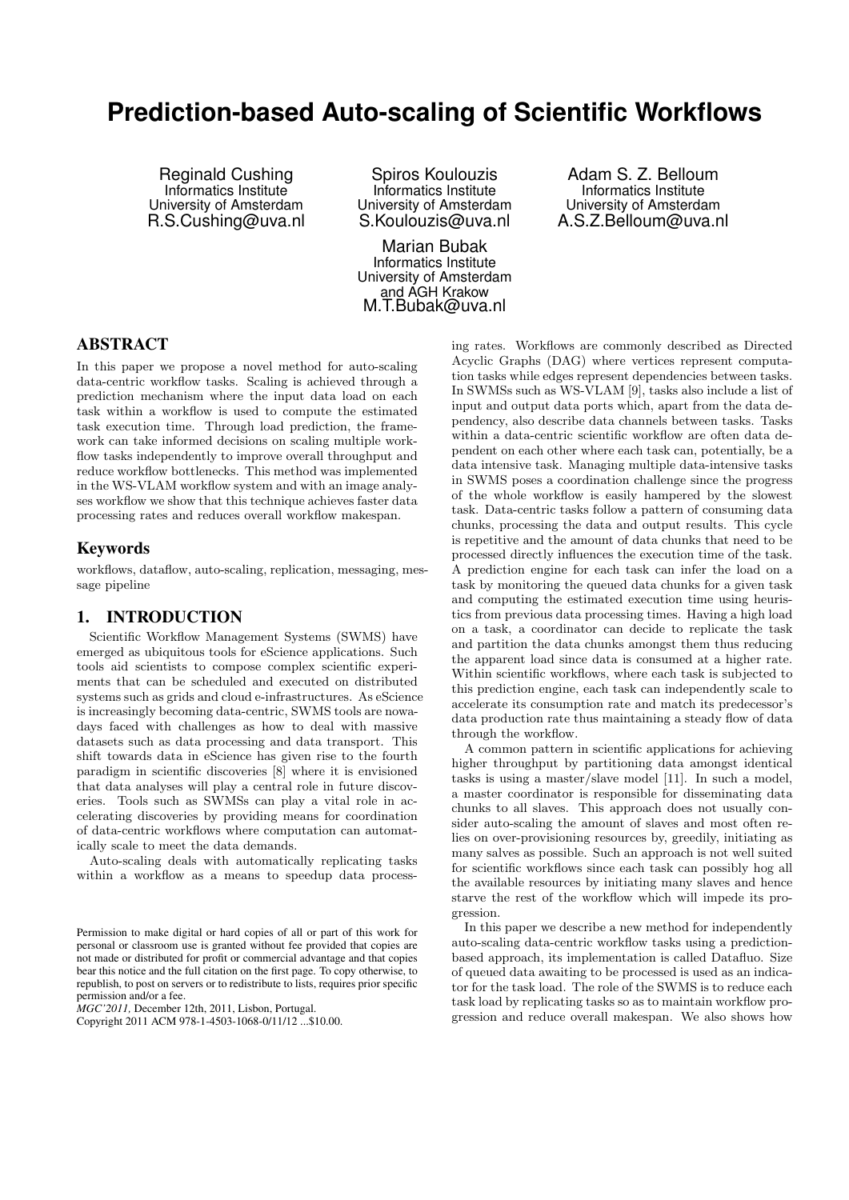# Prediction-based Auto-scaling of Scientific Workflows

Reginald Cushing
Informatics Institute
University of Amsterdam
R.S.Cushing@uva.nl

Spiros Koulouzis
Informatics Institute
University of Amsterdam
S.Koulouzis@uva.nl

Adam S. Z. Belloum
Informatics Institute
University of Amsterdam
A.S.Z.Belloum@uva.nl

Marian Bubak
Informatics Institute
University of Amsterdam
and AGH Krakow
M.T.Bubak@uva.nl

## ABSTRACT

In this paper we propose a novel method for auto-scaling data-centric workflow tasks. Scaling is achieved through a prediction mechanism where the input data load on each task within a workflow is used to compute the estimated task execution time. Through load prediction, the framework can take informed decisions on scaling multiple workflow tasks independently to improve overall throughput and reduce workflow bottlenecks. This method was implemented in the WS-VLAM workflow system and with an image analyses workflow we show that this technique achieves faster data processing rates and reduces overall workflow makespan.

## Keywords

workflows, dataflow, auto-scaling, replication, messaging, message pipeline

## 1. INTRODUCTION

Scientific Workflow Management Systems (SWMS) have emerged as ubiquitous tools for eScience applications. Such tools aid scientists to compose complex scientific experiments that can be scheduled and executed on distributed systems such as grids and cloud e-infrastructures. As eScience is increasingly becoming data-centric, SWMS tools are nowadays faced with challenges as how to deal with massive datasets such as data processing and data transport. This shift towards data in eScience has given rise to the fourth paradigm in scientific discoveries [8] where it is envisioned that data analyses will play a central role in future discoveries. Tools such as SWMSs can play a vital role in accelerating discoveries by providing means for coordination of data-centric workflows where computation can automatically scale to meet the data demands.

Auto-scaling deals with automatically replicating tasks within a workflow as a means to speedup data processing rates. Workflows are commonly described as Directed Acyclic Graphs (DAG) where vertices represent computation tasks while edges represent dependencies between tasks. In SWMSs such as WS-VLAM [9], tasks also include a list of input and output data ports which, apart from the data dependency, also describe data channels between tasks. Tasks within a data-centric scientific workflow are often data dependent on each other where each task can, potentially, be a data intensive task. Managing multiple data-intensive tasks in SWMS poses a coordination challenge since the progress of the whole workflow is easily hampered by the slowest task. Data-centric tasks follow a pattern of consuming data chunks, processing the data and output results. This cycle is repetitive and the amount of data chunks that need to be processed directly influences the execution time of the task. A prediction engine for each task can infer the load on a task by monitoring the queued data chunks for a given task and computing the estimated execution time using heuristics from previous data processing times. Having a high load on a task, a coordinator can decide to replicate the task and partition the data chunks amongst them thus reducing the apparent load since data is consumed at a higher rate. Within scientific workflows, where each task is subjected to this prediction engine, each task can independently scale to accelerate its consumption rate and match its predecessor's data production rate thus maintaining a steady flow of data through the workflow.

A common pattern in scientific applications for achieving higher throughput by partitioning data amongst identical tasks is using a master/slave model [11]. In such a model, a master coordinator is responsible for disseminating data chunks to all slaves. This approach does not usually consider auto-scaling the amount of slaves and most often relies on over-provisioning resources by, greedily, initiating as many salves as possible. Such an approach is not well suited for scientific workflows since each task can possibly hog all the available resources by initiating many slaves and hence starve the rest of the workflow which will impede its progression.

In this paper we describe a new method for independently auto-scaling data-centric workflow tasks using a prediction-based approach, its implementation is called Datafluo. Size of queued data awaiting to be processed is used as an indicator for the task load. The role of the SWMS is to reduce each task load by replicating tasks so as to maintain workflow progression and reduce overall makespan. We also shows how

Permission to make digital or hard copies of all or part of this work for personal or classroom use is granted without fee provided that copies are not made or distributed for profit or commercial advantage and that copies bear this notice and the full citation on the first page. To copy otherwise, to republish, to post on servers or to redistribute to lists, requires prior specific permission and/or a fee.
*MGC'2011,* December 12th, 2011, Lisbon, Portugal.
Copyright 2011 ACM 978-1-4503-1068-0/11/12 ...$10.00.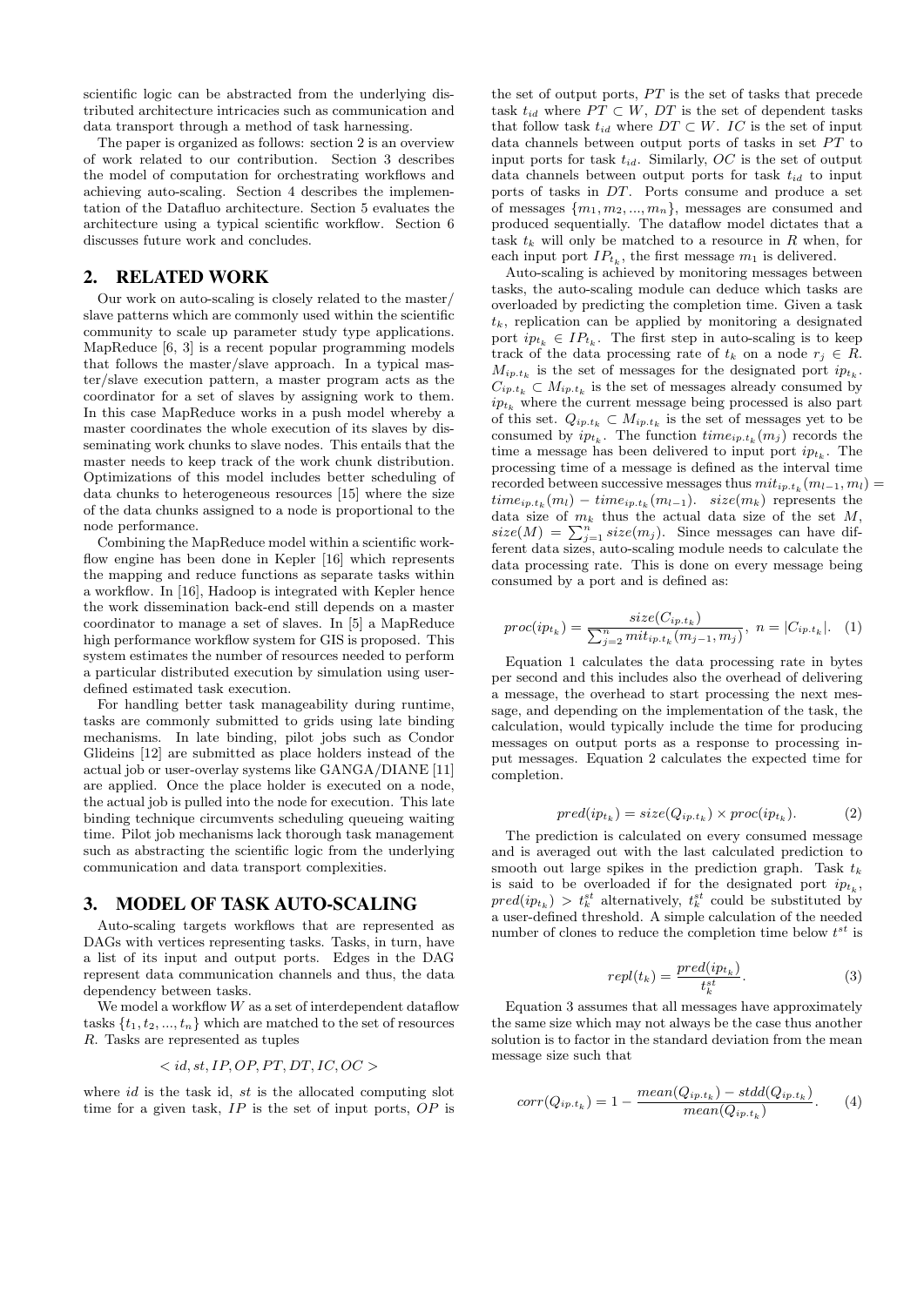scientific logic can be abstracted from the underlying distributed architecture intricacies such as communication and data transport through a method of task harnessing.

The paper is organized as follows: section 2 is an overview of work related to our contribution. Section 3 describes the model of computation for orchestrating workflows and achieving auto-scaling. Section 4 describes the implementation of the Datafluo architecture. Section 5 evaluates the architecture using a typical scientific workflow. Section 6 discusses future work and concludes.

## 2. RELATED WORK

Our work on auto-scaling is closely related to the master/slave patterns which are commonly used within the scientific community to scale up parameter study type applications. MapReduce [6, 3] is a recent popular programming models that follows the master/slave approach. In a typical master/slave execution pattern, a master program acts as the coordinator for a set of slaves by assigning work to them. In this case MapReduce works in a push model whereby a master coordinates the whole execution of its slaves by disseminating work chunks to slave nodes. This entails that the master needs to keep track of the work chunk distribution. Optimizations of this model includes better scheduling of data chunks to heterogeneous resources [15] where the size of the data chunks assigned to a node is proportional to the node performance.

Combining the MapReduce model within a scientific workflow engine has been done in Kepler [16] which represents the mapping and reduce functions as separate tasks within a workflow. In [16], Hadoop is integrated with Kepler hence the work dissemination back-end still depends on a master coordinator to manage a set of slaves. In [5] a MapReduce high performance workflow system for GIS is proposed. This system estimates the number of resources needed to perform a particular distributed execution by simulation using user-defined estimated task execution.

For handling better task manageability during runtime, tasks are commonly submitted to grids using late binding mechanisms. In late binding, pilot jobs such as Condor Glideins [12] are submitted as place holders instead of the actual job or user-overlay systems like GANGA/DIANE [11] are applied. Once the place holder is executed on a node, the actual job is pulled into the node for execution. This late binding technique circumvents scheduling queueing waiting time. Pilot job mechanisms lack thorough task management such as abstracting the scientific logic from the underlying communication and data transport complexities.

## 3. MODEL OF TASK AUTO-SCALING

Auto-scaling targets workflows that are represented as DAGs with vertices representing tasks. Tasks, in turn, have a list of its input and output ports. Edges in the DAG represent data communication channels and thus, the data dependency between tasks.

We model a workflow $W$ as a set of interdependent dataflow tasks $\{t_1, t_2, ..., t_n\}$ which are matched to the set of resources $R$. Tasks are represented as tuples

$$< id, st, IP, OP, PT, DT, IC, OC >$$

where $id$ is the task id, $st$ is the allocated computing slot time for a given task, $IP$ is the set of input ports, $OP$ is the set of output ports, $PT$ is the set of tasks that precede task $t_{id}$ where $PT \subset W$, $DT$ is the set of dependent tasks that follow task $t_{id}$ where $DT \subset W$. $IC$ is the set of input data channels between output ports of tasks in set $PT$ to input ports for task $t_{id}$. Similarly, $OC$ is the set of output data channels between output ports for task $t_{id}$ to input ports of tasks in $DT$. Ports consume and produce a set of messages $\{m_1, m_2, ..., m_n\}$, messages are consumed and produced sequentially. The dataflow model dictates that a task $t_k$ will only be matched to a resource in $R$ when, for each input port $IP_{t_k}$, the first message $m_1$ is delivered.

Auto-scaling is achieved by monitoring messages between tasks, the auto-scaling module can deduce which tasks are overloaded by predicting the completion time. Given a task $t_k$, replication can be applied by monitoring a designated port $ip_{t_k} \in IP_{t_k}$. The first step in auto-scaling is to keep track of the data processing rate of $t_k$ on a node $r_j \in R$. $M_{ip.t_k}$ is the set of messages for the designated port $ip_{t_k}$. $C_{ip.t_k} \subset M_{ip.t_k}$ is the set of messages already consumed by $ip_{t_k}$ where the current message being processed is also part of this set. $Q_{ip.t_k} \subset M_{ip.t_k}$ is the set of messages yet to be consumed by $ip_{t_k}$. The function $time_{ip.t_k}(m_j)$ records the time a message has been delivered to input port $ip_{t_k}$. The processing time of a message is defined as the interval time recorded between successive messages thus $mit_{ip.t_k}(m_{l-1}, m_l) = time_{ip.t_k}(m_l) - time_{ip.t_k}(m_{l-1})$. $size(m_k)$ represents the data size of $m_k$ thus the actual data size of the set $M$, $size(M) = \sum_{j=1}^{n} size(m_j)$. Since messages can have different data sizes, auto-scaling module needs to calculate the data processing rate. This is done on every message being consumed by a port and is defined as:

$$proc(ip_{t_k}) = \frac{size(C_{ip.t_k})}{\sum_{j=2}^{n} mit_{ip.t_k}(m_{j-1}, m_j)},\ n = |C_{ip.t_k}|. \quad (1)$$

Equation 1 calculates the data processing rate in bytes per second and this includes also the overhead of delivering a message, the overhead to start processing the next message, and depending on the implementation of the task, the calculation, would typically include the time for producing messages on output ports as a response to processing input messages. Equation 2 calculates the expected time for completion.

$$pred(ip_{t_k}) = size(Q_{ip.t_k}) \times proc(ip_{t_k}). \quad (2)$$

The prediction is calculated on every consumed message and is averaged out with the last calculated prediction to smooth out large spikes in the prediction graph. Task $t_k$ is said to be overloaded if for the designated port $ip_{t_k}$, $pred(ip_{t_k}) > t_k^{st}$ alternatively, $t_k^{st}$ could be substituted by a user-defined threshold. A simple calculation of the needed number of clones to reduce the completion time below $t^{st}$ is

$$repl(t_k) = \frac{pred(ip_{t_k})}{t_k^{st}}. \quad (3)$$

Equation 3 assumes that all messages have approximately the same size which may not always be the case thus another solution is to factor in the standard deviation from the mean message size such that

$$corr(Q_{ip.t_k}) = 1 - \frac{mean(Q_{ip.t_k}) - stdd(Q_{ip.t_k})}{mean(Q_{ip.t_k})}. \quad (4)$$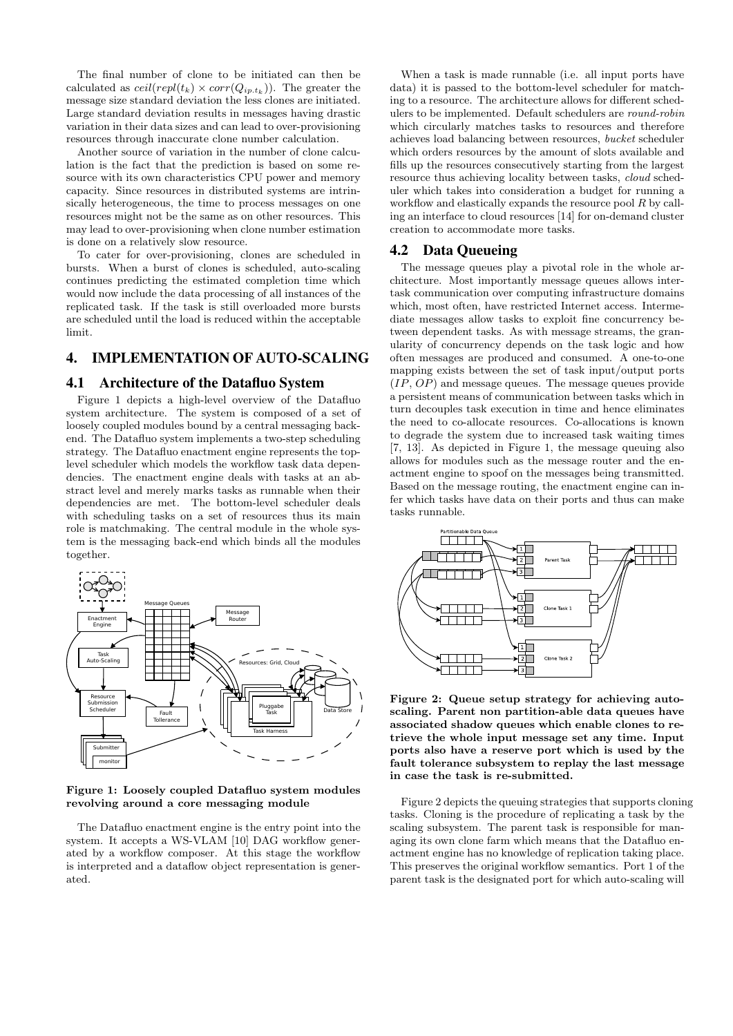The final number of clone to be initiated can then be calculated as $ceil(repl(t_k) \times corr(Q_{ip.t_k}))$. The greater the message size standard deviation the less clones are initiated. Large standard deviation results in messages having drastic variation in their data sizes and can lead to over-provisioning resources through inaccurate clone number calculation.

Another source of variation in the number of clone calculation is the fact that the prediction is based on some resource with its own characteristics CPU power and memory capacity. Since resources in distributed systems are intrinsically heterogeneous, the time to process messages on one resources might not be the same as on other resources. This may lead to over-provisioning when clone number estimation is done on a relatively slow resource.

To cater for over-provisioning, clones are scheduled in bursts. When a burst of clones is scheduled, auto-scaling continues predicting the estimated completion time which would now include the data processing of all instances of the replicated task. If the task is still overloaded more bursts are scheduled until the load is reduced within the acceptable limit.

# 4. IMPLEMENTATION OF AUTO-SCALING

## 4.1 Architecture of the Datafluo System

Figure 1 depicts a high-level overview of the Datafluo system architecture. The system is composed of a set of loosely coupled modules bound by a central messaging backend. The Datafluo system implements a two-step scheduling strategy. The Datafluo enactment engine represents the top-level scheduler which models the workflow task data dependencies. The enactment engine deals with tasks at an abstract level and merely marks tasks as runnable when their dependencies are met. The bottom-level scheduler deals with scheduling tasks on a set of resources thus its main role is matchmaking. The central module in the whole system is the messaging back-end which binds all the modules together.

**Figure 1: Loosely coupled Datafluo system modules revolving around a core messaging module**

The Datafluo enactment engine is the entry point into the system. It accepts a WS-VLAM [10] DAG workflow generated by a workflow composer. At this stage the workflow is interpreted and a dataflow object representation is generated.

When a task is made runnable (i.e. all input ports have data) it is passed to the bottom-level scheduler for matching to a resource. The architecture allows for different schedulers to be implemented. Default schedulers are *round-robin* which circularly matches tasks to resources and therefore achieves load balancing between resources, *bucket* scheduler which orders resources by the amount of slots available and fills up the resources consecutively starting from the largest resource thus achieving locality between tasks, *cloud* scheduler which takes into consideration a budget for running a workflow and elastically expands the resource pool $R$ by calling an interface to cloud resources [14] for on-demand cluster creation to accommodate more tasks.

## 4.2 Data Queueing

The message queues play a pivotal role in the whole architecture. Most importantly message queues allows inter-task communication over computing infrastructure domains which, most often, have restricted Internet access. Intermediate messages allow tasks to exploit fine concurrency between dependent tasks. As with message streams, the granularity of concurrency depends on the task logic and how often messages are produced and consumed. A one-to-one mapping exists between the set of task input/output ports ($IP$, $OP$) and message queues. The message queues provide a persistent means of communication between tasks which in turn decouples task execution in time and hence eliminates the need to co-allocate resources. Co-allocations is known to degrade the system due to increased task waiting times [7, 13]. As depicted in Figure 1, the message queuing also allows for modules such as the message router and the enactment engine to spoof on the messages being transmitted. Based on the message routing, the enactment engine can infer which tasks have data on their ports and thus can make tasks runnable.

**Figure 2: Queue setup strategy for achieving auto-scaling. Parent non partition-able data queues have associated shadow queues which enable clones to retrieve the whole input message set any time. Input ports also have a reserve port which is used by the fault tolerance subsystem to replay the last message in case the task is re-submitted.**

Figure 2 depicts the queuing strategies that supports cloning tasks. Cloning is the procedure of replicating a task by the scaling subsystem. The parent task is responsible for managing its own clone farm which means that the Datafluo enactment engine has no knowledge of replication taking place. This preserves the original workflow semantics. Port 1 of the parent task is the designated port for which auto-scaling will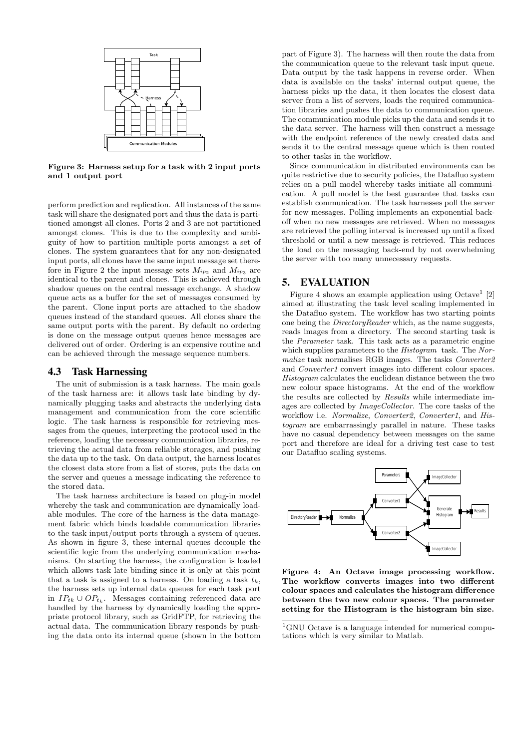Task

Harness

Communication Modules

**Figure 3: Harness setup for a task with 2 input ports and 1 output port**

perform prediction and replication. All instances of the same task will share the designated port and thus the data is partitioned amongst all clones. Ports 2 and 3 are not partitioned amongst clones. This is due to the complexity and ambiguity of how to partition multiple ports amongst a set of clones. The system guarantees that for any non-designated input ports, all clones have the same input message set therefore in Figure 2 the input message sets $M_{ip_2}$ and $M_{ip_3}$ are identical to the parent and clones. This is achieved through shadow queues on the central message exchange. A shadow queue acts as a buffer for the set of messages consumed by the parent. Clone input ports are attached to the shadow queues instead of the standard queues. All clones share the same output ports with the parent. By default no ordering is done on the message output queues hence messages are delivered out of order. Ordering is an expensive routine and can be achieved through the message sequence numbers.

## 4.3 Task Harnessing

The unit of submission is a task harness. The main goals of the task harness are: it allows task late binding by dynamically plugging tasks and abstracts the underlying data management and communication from the core scientific logic. The task harness is responsible for retrieving messages from the queues, interpreting the protocol used in the reference, loading the necessary communication libraries, retrieving the actual data from reliable storages, and pushing the data up to the task. On data output, the harness locates the closest data store from a list of stores, puts the data on the server and queues a message indicating the reference to the stored data.

The task harness architecture is based on plug-in model whereby the task and communication are dynamically loadable modules. The core of the harness is the data management fabric which binds loadable communication libraries to the task input/output ports through a system of queues. As shown in figure 3, these internal queues decouple the scientific logic from the underlying communication mechanisms. On starting the harness, the configuration is loaded which allows task late binding since it is only at this point that a task is assigned to a harness. On loading a task $t_k$, the harness sets up internal data queues for each task port in $IP_{tk} \cup OP_{t_k}$. Messages containing referenced data are handled by the harness by dynamically loading the appropriate protocol library, such as GridFTP, for retrieving the actual data. The communication library responds by pushing the data onto its internal queue (shown in the bottom part of Figure 3). The harness will then route the data from the communication queue to the relevant task input queue. Data output by the task happens in reverse order. When data is available on the tasks' internal output queue, the harness picks up the data, it then locates the closest data server from a list of servers, loads the required communication libraries and pushes the data to communication queue. The communication module picks up the data and sends it to the data server. The harness will then construct a message with the endpoint reference of the newly created data and sends it to the central message queue which is then routed to other tasks in the workflow.

Since communication in distributed environments can be quite restrictive due to security policies, the Datafluo system relies on a pull model whereby tasks initiate all communication. A pull model is the best guarantee that tasks can establish communication. The task harnesses poll the server for new messages. Polling implements an exponential backoff when no new messages are retrieved. When no messages are retrieved the polling interval is increased up until a fixed threshold or until a new message is retrieved. This reduces the load on the messaging back-end by not overwhelming the server with too many unnecessary requests.

# 5. EVALUATION

Figure 4 shows an example application using Octave[1] [2] aimed at illustrating the task level scaling implemented in the Datafluo system. The workflow has two starting points one being the *DirectoryReader* which, as the name suggests, reads images from a directory. The second starting task is the *Parameter* task. This task acts as a parametric engine which supplies parameters to the *Histogram* task. The *Normalize* task normalises RGB images. The tasks *Converter2* and *Converter1* convert images into different colour spaces. *Histogram* calculates the euclidean distance between the two new colour space histograms. At the end of the workflow the results are collected by *Results* while intermediate images are collected by *ImageCollector*. The core tasks of the workflow i.e. *Normalize*, *Converter2*, *Converter1*, and *Histogram* are embarrassingly parallel in nature. These tasks have no casual dependency between messages on the same port and therefore are ideal for a driving test case to test our Datafluo scaling systems.

Parameters

ImageCollector

Converter1

Generate Histogram

Results

DirectoryReader

Normalize

Converter2

ImageCollector

**Figure 4: An Octave image processing workflow. The workflow converts images into two different colour spaces and calculates the histogram difference between the two new colour spaces. The parameter setting for the Histogram is the histogram bin size.**

[1] GNU Octave is a language intended for numerical computations which is very similar to Matlab.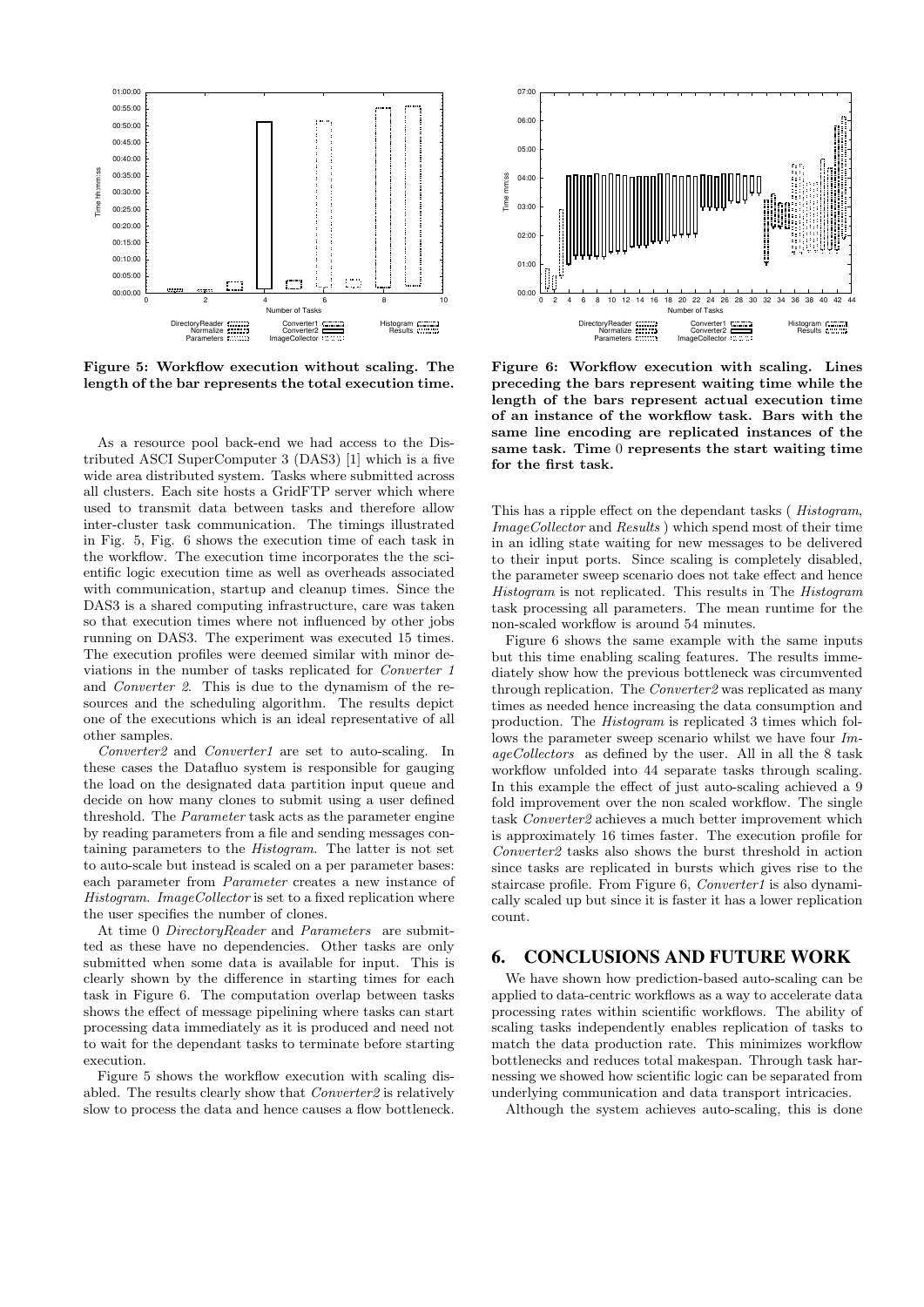Figure 5: Workflow execution without scaling. The length of the bar represents the total execution time.

Figure 6: Workflow execution with scaling. Lines preceding the bars represent waiting time while the length of the bars represent actual execution time of an instance of the workflow task. Bars with the same line encoding are replicated instances of the same task. Time 0 represents the start waiting time for the first task.

As a resource pool back-end we had access to the Distributed ASCI SuperComputer 3 (DAS3) [1] which is a five wide area distributed system. Tasks where submitted across all clusters. Each site hosts a GridFTP server which where used to transmit data between tasks and therefore allow inter-cluster task communication. The timings illustrated in Fig. 5, Fig. 6 shows the execution time of each task in the workflow. The execution time incorporates the the scientific logic execution time as well as overheads associated with communication, startup and cleanup times. Since the DAS3 is a shared computing infrastructure, care was taken so that execution times where not influenced by other jobs running on DAS3. The experiment was executed 15 times. The execution profiles were deemed similar with minor deviations in the number of tasks replicated for *Converter 1* and *Converter 2*. This is due to the dynamism of the resources and the scheduling algorithm. The results depict one of the executions which is an ideal representative of all other samples.

*Converter2* and *Converter1* are set to auto-scaling. In these cases the Datafluo system is responsible for gauging the load on the designated data partition input queue and decide on how many clones to submit using a user defined threshold. The *Parameter* task acts as the parameter engine by reading parameters from a file and sending messages containing parameters to the *Histogram*. The latter is not set to auto-scale but instead is scaled on a per parameter bases: each parameter from *Parameter* creates a new instance of *Histogram*. *ImageCollector* is set to a fixed replication where the user specifies the number of clones.

At time 0 *DirectoryReader* and *Parameters* are submitted as these have no dependencies. Other tasks are only submitted when some data is available for input. This is clearly shown by the difference in starting times for each task in Figure 6. The computation overlap between tasks shows the effect of message pipelining where tasks can start processing data immediately as it is produced and need not to wait for the dependant tasks to terminate before starting execution.

Figure 5 shows the workflow execution with scaling disabled. The results clearly show that *Converter2* is relatively slow to process the data and hence causes a flow bottleneck. This has a ripple effect on the dependant tasks ( *Histogram*, *ImageCollector* and *Results* ) which spend most of their time in an idling state waiting for new messages to be delivered to their input ports. Since scaling is completely disabled, the parameter sweep scenario does not take effect and hence *Histogram* is not replicated. This results in The *Histogram* task processing all parameters. The mean runtime for the non-scaled workflow is around 54 minutes.

Figure 6 shows the same example with the same inputs but this time enabling scaling features. The results immediately show how the previous bottleneck was circumvented through replication. The *Converter2* was replicated as many times as needed hence increasing the data consumption and production. The *Histogram* is replicated 3 times which follows the parameter sweep scenario whilst we have four *ImageCollectors* as defined by the user. All in all the 8 task workflow unfolded into 44 separate tasks through scaling. In this example the effect of just auto-scaling achieved a 9 fold improvement over the non scaled workflow. The single task *Converter2* achieves a much better improvement which is approximately 16 times faster. The execution profile for *Converter2* tasks also shows the burst threshold in action since tasks are replicated in bursts which gives rise to the staircase profile. From Figure 6, *Converter1* is also dynamically scaled up but since it is faster it has a lower replication count.

## 6. CONCLUSIONS AND FUTURE WORK

We have shown how prediction-based auto-scaling can be applied to data-centric workflows as a way to accelerate data processing rates within scientific workflows. The ability of scaling tasks independently enables replication of tasks to match the data production rate. This minimizes workflow bottlenecks and reduces total makespan. Through task harnessing we showed how scientific logic can be separated from underlying communication and data transport intricacies.

Although the system achieves auto-scaling, this is done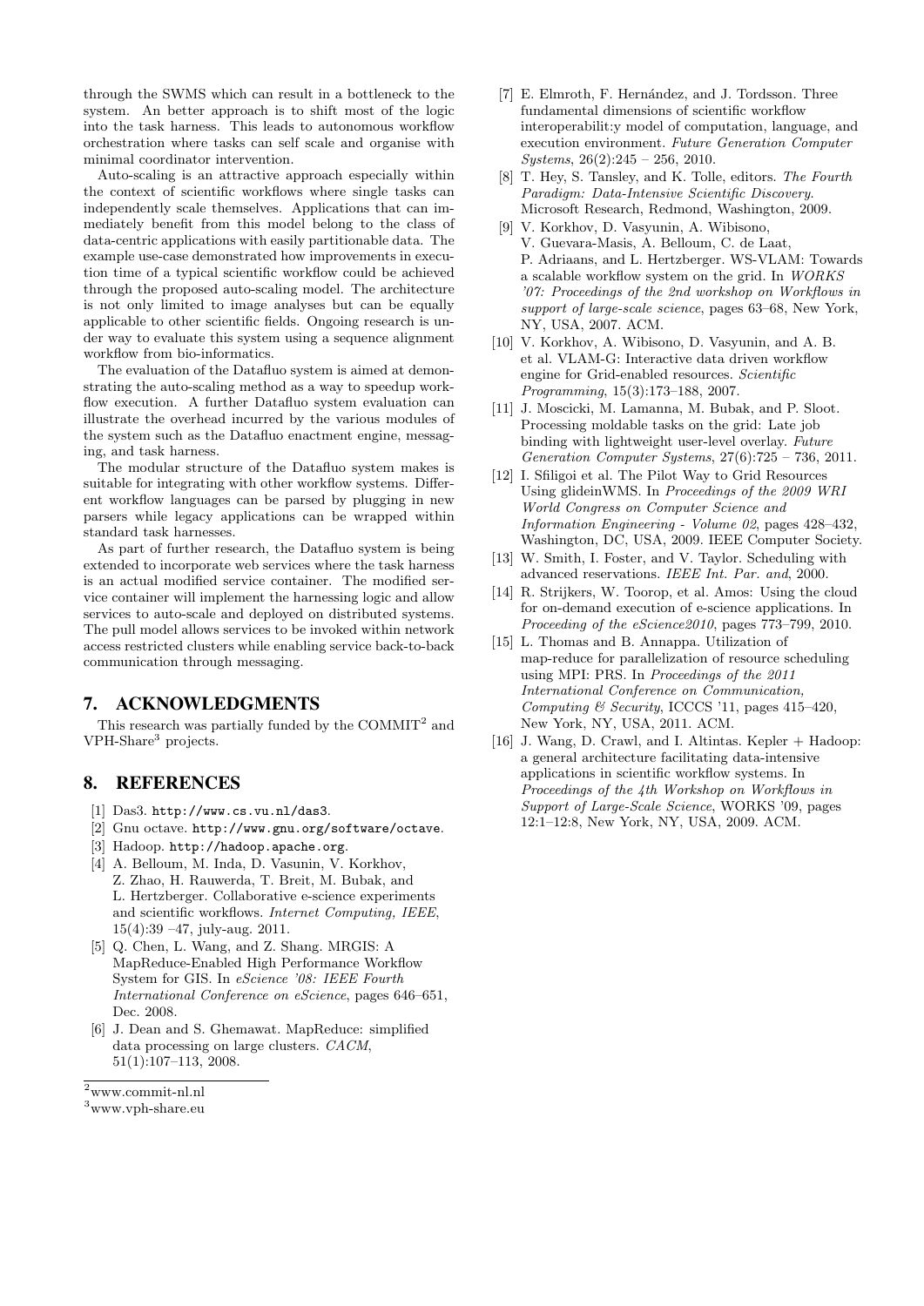through the SWMS which can result in a bottleneck to the system. An better approach is to shift most of the logic into the task harness. This leads to autonomous workflow orchestration where tasks can self scale and organise with minimal coordinator intervention.

Auto-scaling is an attractive approach especially within the context of scientific workflows where single tasks can independently scale themselves. Applications that can immediately benefit from this model belong to the class of data-centric applications with easily partitionable data. The example use-case demonstrated how improvements in execution time of a typical scientific workflow could be achieved through the proposed auto-scaling model. The architecture is not only limited to image analyses but can be equally applicable to other scientific fields. Ongoing research is under way to evaluate this system using a sequence alignment workflow from bio-informatics.

The evaluation of the Datafluo system is aimed at demonstrating the auto-scaling method as a way to speedup workflow execution. A further Datafluo system evaluation can illustrate the overhead incurred by the various modules of the system such as the Datafluo enactment engine, messaging, and task harness.

The modular structure of the Datafluo system makes is suitable for integrating with other workflow systems. Different workflow languages can be parsed by plugging in new parsers while legacy applications can be wrapped within standard task harnesses.

As part of further research, the Datafluo system is being extended to incorporate web services where the task harness is an actual modified service container. The modified service container will implement the harnessing logic and allow services to auto-scale and deployed on distributed systems. The pull model allows services to be invoked within network access restricted clusters while enabling service back-to-back communication through messaging.

## 7. ACKNOWLEDGMENTS

This research was partially funded by the COMMIT[2] and VPH-Share[3] projects.

## 8. REFERENCES

[1] Das3. http://www.cs.vu.nl/das3.

[2] Gnu octave. http://www.gnu.org/software/octave.

[3] Hadoop. http://hadoop.apache.org.

[4] A. Belloum, M. Inda, D. Vasunin, V. Korkhov, Z. Zhao, H. Rauwerda, T. Breit, M. Bubak, and L. Hertzberger. Collaborative e-science experiments and scientific workflows. *Internet Computing, IEEE*, 15(4):39 –47, july-aug. 2011.

[5] Q. Chen, L. Wang, and Z. Shang. MRGIS: A MapReduce-Enabled High Performance Workflow System for GIS. In *eScience '08: IEEE Fourth International Conference on eScience*, pages 646–651, Dec. 2008.

[6] J. Dean and S. Ghemawat. MapReduce: simplified data processing on large clusters. *CACM*, 51(1):107–113, 2008.

[7] E. Elmroth, F. Hernández, and J. Tordsson. Three fundamental dimensions of scientific workflow interoperabilit:y model of computation, language, and execution environment. *Future Generation Computer Systems*, 26(2):245 – 256, 2010.

[8] T. Hey, S. Tansley, and K. Tolle, editors. *The Fourth Paradigm: Data-Intensive Scientific Discovery.* Microsoft Research, Redmond, Washington, 2009.

[9] V. Korkhov, D. Vasyunin, A. Wibisono, V. Guevara-Masis, A. Belloum, C. de Laat, P. Adriaans, and L. Hertzberger. WS-VLAM: Towards a scalable workflow system on the grid. In *WORKS '07: Proceedings of the 2nd workshop on Workflows in support of large-scale science*, pages 63–68, New York, NY, USA, 2007. ACM.

[10] V. Korkhov, A. Wibisono, D. Vasyunin, and A. B. et al. VLAM-G: Interactive data driven workflow engine for Grid-enabled resources. *Scientific Programming*, 15(3):173–188, 2007.

[11] J. Moscicki, M. Lamanna, M. Bubak, and P. Sloot. Processing moldable tasks on the grid: Late job binding with lightweight user-level overlay. *Future Generation Computer Systems*, 27(6):725 – 736, 2011.

[12] I. Sfiligoi et al. The Pilot Way to Grid Resources Using glideinWMS. In *Proceedings of the 2009 WRI World Congress on Computer Science and Information Engineering - Volume 02*, pages 428–432, Washington, DC, USA, 2009. IEEE Computer Society.

[13] W. Smith, I. Foster, and V. Taylor. Scheduling with advanced reservations. *IEEE Int. Par. and*, 2000.

[14] R. Strijkers, W. Toorop, et al. Amos: Using the cloud for on-demand execution of e-science applications. In *Proceeding of the eScience2010*, pages 773–799, 2010.

[15] L. Thomas and B. Annappa. Utilization of map-reduce for parallelization of resource scheduling using MPI: PRS. In *Proceedings of the 2011 International Conference on Communication, Computing & Security*, ICCCS '11, pages 415–420, New York, NY, USA, 2011. ACM.

[16] J. Wang, D. Crawl, and I. Altintas. Kepler + Hadoop: a general architecture facilitating data-intensive applications in scientific workflow systems. In *Proceedings of the 4th Workshop on Workflows in Support of Large-Scale Science*, WORKS '09, pages 12:1–12:8, New York, NY, USA, 2009. ACM.

[2] www.commit-nl.nl

[3] www.vph-share.eu